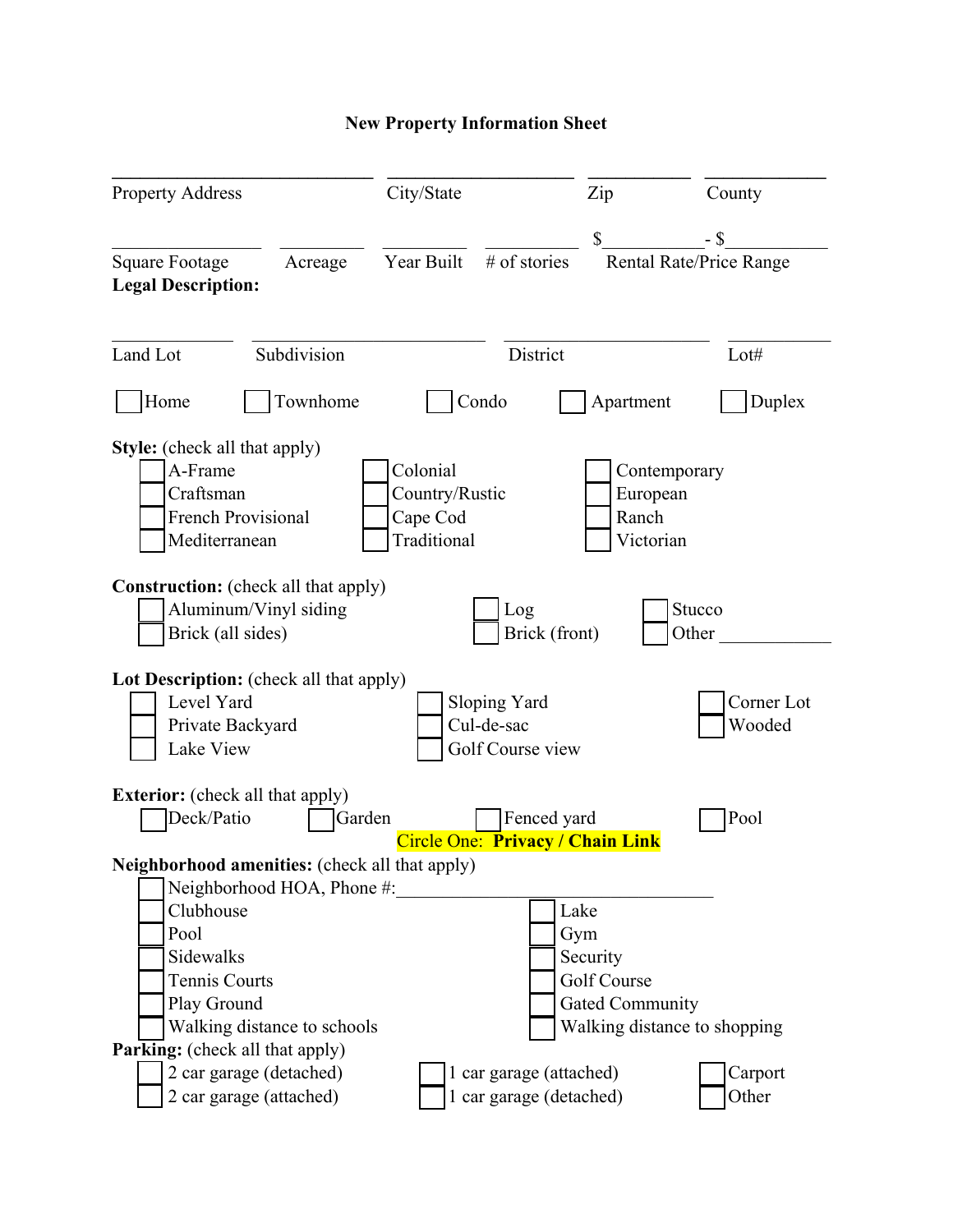# New Property Information Sheet

\_\_\_\_\_\_\_\_\_\_\_\_\_\_\_\_\_\_\_\_\_\_\_\_\_\_ \_\_\_\_\_\_\_\_\_\_\_\_\_\_\_\_\_\_\_ \_\_\_\_\_\_\_\_\_\_ \_\_\_\_\_\_\_\_\_\_\_\_
Property Address | City/State | Zip | County

\_\_\_\_\_\_\_\_\_\_\_\_\_\_ \_\_\_\_\_\_\_\_ \_\_\_\_\_\_\_\_ \_\_\_\_\_\_\_\_\_ $\_\_\_\_\_\_\_\_\_\_ - $\_\_\_\_\_\_\_\_\_\_
Square Footage | Acreage | Year Built | # of stories | Rental Rate/Price Range

**Legal Description:**

\_\_\_\_\_\_\_\_\_\_\_\_ \_\_\_\_\_\_\_\_\_\_\_\_\_\_\_\_\_\_\_\_\_\_\_\_ \_\_\_\_\_\_\_\_\_\_\_\_\_\_\_\_\_\_\_\_\_ \_\_\_\_\_\_\_\_\_\_
Land Lot | Subdivision | District | Lot#

☐ Home ☐ Townhome ☐ Condo ☐ Apartment ☐ Duplex

**Style:** (check all that apply)

- ☐ A-Frame
- ☐ Craftsman
- ☐ French Provisional
- ☐ Mediterranean
- ☐ Colonial
- ☐ Country/Rustic
- ☐ Cape Cod
- ☐ Traditional
- ☐ Contemporary
- ☐ European
- ☐ Ranch
- ☐ Victorian

**Construction:** (check all that apply)

- ☐ Aluminum/Vinyl siding
- ☐ Brick (all sides)
- ☐ Log
- ☐ Brick (front)
- ☐ Stucco
- ☐ Other \_\_\_\_\_\_\_\_\_\_\_\_

**Lot Description:** (check all that apply)

- ☐ Level Yard
- ☐ Private Backyard
- ☐ Lake View
- ☐ Sloping Yard
- ☐ Cul-de-sac
- ☐ Golf Course view
- ☐ Corner Lot
- ☐ Wooded

**Exterior:** (check all that apply)

- ☐ Deck/Patio
- ☐ Garden
- ☐ Fenced yard
  - Circle One: **Privacy / Chain Link**
- ☐ Pool

**Neighborhood amenities:** (check all that apply)

- ☐ Neighborhood HOA, Phone #:\_\_\_\_\_\_\_\_\_\_\_\_\_\_\_\_\_\_\_\_\_\_\_\_\_\_\_\_\_\_\_\_\_\_
- ☐ Clubhouse
- ☐ Pool
- ☐ Sidewalks
- ☐ Tennis Courts
- ☐ Play Ground
- ☐ Walking distance to schools
- ☐ Lake
- ☐ Gym
- ☐ Security
- ☐ Golf Course
- ☐ Gated Community
- ☐ Walking distance to shopping

**Parking:** (check all that apply)

- ☐ 2 car garage (detached)
- ☐ 2 car garage (attached)
- ☐ 1 car garage (attached)
- ☐ 1 car garage (detached)
- ☐ Carport
- ☐ Other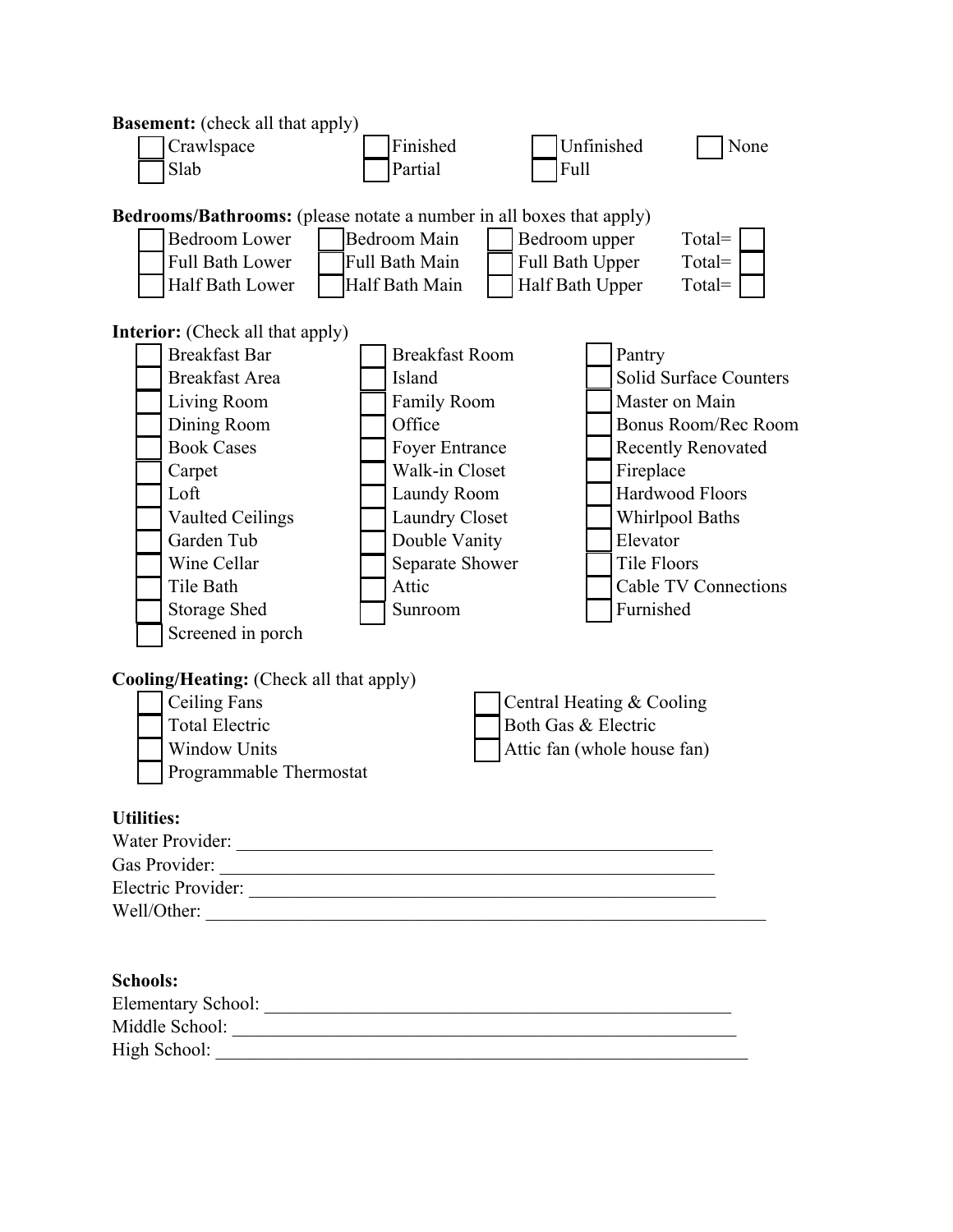**Basement:** (check all that apply)

- [ ] Crawlspace
- [ ] Finished
- [ ] Unfinished
- [ ] None
- [ ] Slab
- [ ] Partial
- [ ] Full

**Bedrooms/Bathrooms:** (please notate a number in all boxes that apply)

| | | | |
|---|---|---|---|
| [ ] Bedroom Lower | [ ] Bedroom Main | [ ] Bedroom upper | Total= [ ] |
| [ ] Full Bath Lower | [ ] Full Bath Main | [ ] Full Bath Upper | Total= [ ] |
| [ ] Half Bath Lower | [ ] Half Bath Main | [ ] Half Bath Upper | Total= [ ] |

**Interior:** (Check all that apply)

- [ ] Breakfast Bar
- [ ] Breakfast Area
- [ ] Living Room
- [ ] Dining Room
- [ ] Book Cases
- [ ] Carpet
- [ ] Loft
- [ ] Vaulted Ceilings
- [ ] Garden Tub
- [ ] Wine Cellar
- [ ] Tile Bath
- [ ] Storage Shed
- [ ] Screened in porch
- [ ] Breakfast Room
- [ ] Island
- [ ] Family Room
- [ ] Office
- [ ] Foyer Entrance
- [ ] Walk-in Closet
- [ ] Laundry Room
- [ ] Laundry Closet
- [ ] Double Vanity
- [ ] Separate Shower
- [ ] Attic
- [ ] Sunroom
- [ ] Pantry
- [ ] Solid Surface Counters
- [ ] Master on Main
- [ ] Bonus Room/Rec Room
- [ ] Recently Renovated
- [ ] Fireplace
- [ ] Hardwood Floors
- [ ] Whirlpool Baths
- [ ] Elevator
- [ ] Tile Floors
- [ ] Cable TV Connections
- [ ] Furnished

**Cooling/Heating:** (Check all that apply)

- [ ] Ceiling Fans
- [ ] Total Electric
- [ ] Window Units
- [ ] Programmable Thermostat
- [ ] Central Heating & Cooling
- [ ] Both Gas & Electric
- [ ] Attic fan (whole house fan)

**Utilities:**

Water Provider: ____________________________________________________

Gas Provider: ____________________________________________________

Electric Provider: ____________________________________________________

Well/Other: ____________________________________________________

**Schools:**

Elementary School: ____________________________________________________

Middle School: ____________________________________________________

High School: ____________________________________________________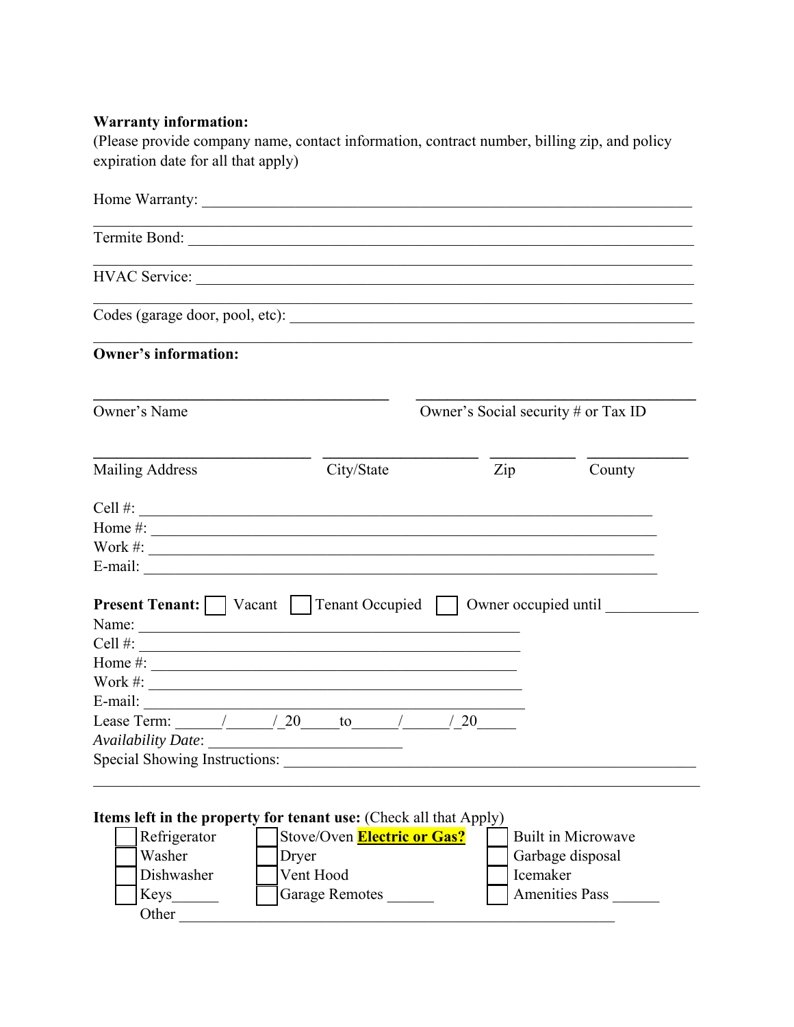**Warranty information:**
(Please provide company name, contact information, contract number, billing zip, and policy expiration date for all that apply)

Home Warranty: ______________________________________________________________
_____________________________________________________________________________

Termite Bond: _______________________________________________________________
_____________________________________________________________________________

HVAC Service: _______________________________________________________________
_____________________________________________________________________________

Codes (garage door, pool, etc): ______________________________________________
_____________________________________________________________________________

**Owner's information:**

| ________________________________ | ________________________________ |
|---|---|
| Owner's Name | Owner's Social security # or Tax ID |

| ______________________ | ________________ | __________ | __________ |
|---|---|---|---|
| Mailing Address | City/State | Zip | County |

Cell #: ______________________________________________________________
Home #: _____________________________________________________________
Work #: ______________________________________________________________
E-mail: ______________________________________________________________

**Present Tenant:** ☐ Vacant ☐ Tenant Occupied ☐ Owner occupied until ___________

Name: ____________________________________________
Cell #: ____________________________________________
Home #: ___________________________________________
Work #: ___________________________________________
E-mail: ____________________________________________
Lease Term: ______/______/_20_____to______/______/_20_____
*Availability Date*: ________________________
Special Showing Instructions: _________________________________________________
_____________________________________________________________________________

**Items left in the property for tenant use:** (Check all that Apply)

- ☐ Refrigerator
- ☐ Washer
- ☐ Dishwasher
- ☐ Keys______
- ☐ Stove/Oven **Electric or Gas?**
- ☐ Dryer
- ☐ Vent Hood
- ☐ Garage Remotes ______
- ☐ Built in Microwave
- ☐ Garbage disposal
- ☐ Icemaker
- ☐ Amenities Pass ______

Other ____________________________________________________________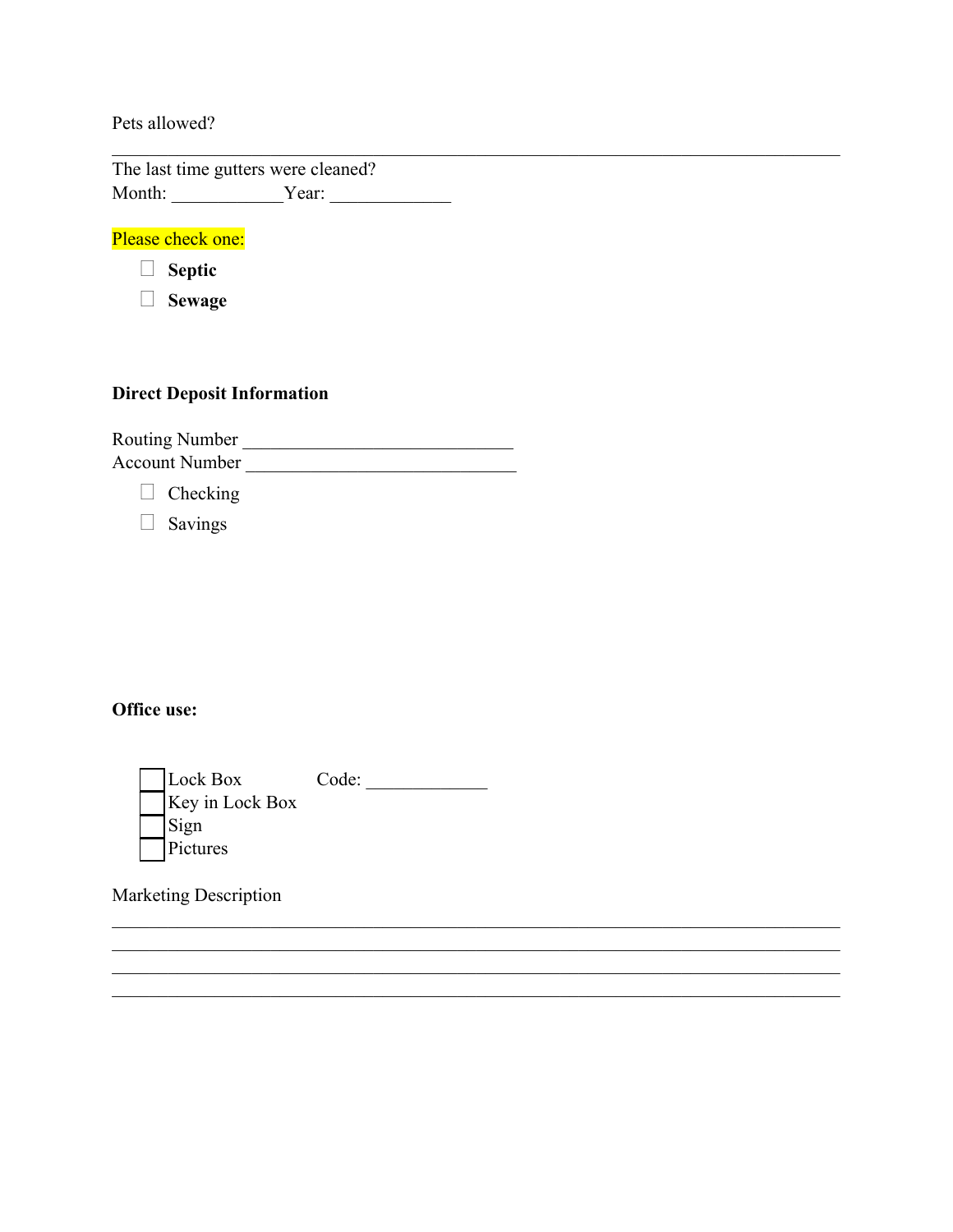Pets allowed?

___________________________________________________________________________

The last time gutters were cleaned?
Month: ____________Year: _____________

Please check one:

- ☐ **Septic**
- ☐ **Sewage**

**Direct Deposit Information**

Routing Number ______________________________
Account Number ______________________________

- ☐ Checking
- ☐ Savings

**Office use:**

- ☐ Lock Box Code: _____________
- ☐ Key in Lock Box
- ☐ Sign
- ☐ Pictures

Marketing Description

___________________________________________________________________________
___________________________________________________________________________
___________________________________________________________________________
___________________________________________________________________________